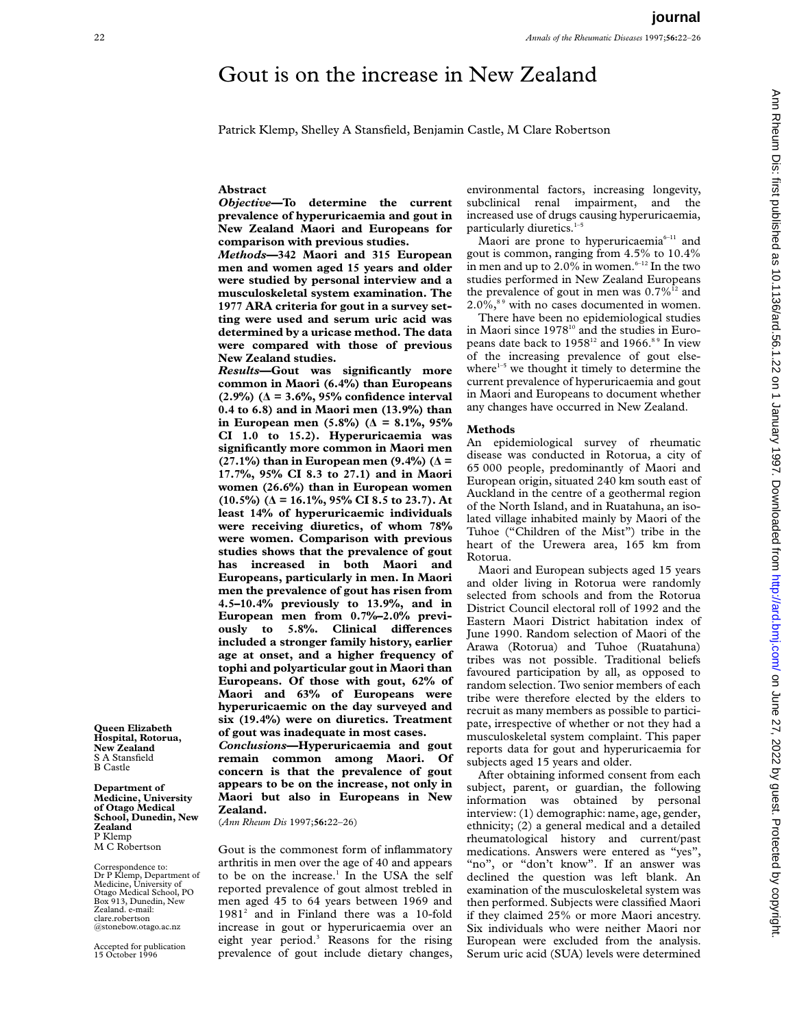# Gout is on the increase in New Zealand

Patrick Klemp, Shelley A Stansfield, Benjamin Castle, M Clare Robertson

## Abstract

***Objective*—To determine the current prevalence of hyperuricaemia and gout in New Zealand Maori and Europeans for comparison with previous studies.**

***Methods*—342 Maori and 315 European men and women aged 15 years and older were studied by personal interview and a musculoskeletal system examination. The 1977 ARA criteria for gout in a survey setting were used and serum uric acid was determined by a uricase method. The data were compared with those of previous New Zealand studies.**

***Results*—Gout was significantly more common in Maori (6.4%) than Europeans (2.9%) (Δ = 3.6%, 95% confidence interval 0.4 to 6.8) and in Maori men (13.9%) than in European men (5.8%) (Δ = 8.1%, 95% CI 1.0 to 15.2). Hyperuricaemia was significantly more common in Maori men (27.1%) than in European men (9.4%) (Δ = 17.7%, 95% CI 8.3 to 27.1) and in Maori women (26.6%) than in European women (10.5%) (Δ = 16.1%, 95% CI 8.5 to 23.7). At least 14% of hyperuricaemic individuals were receiving diuretics, of whom 78% were women. Comparison with previous studies shows that the prevalence of gout has increased in both Maori and Europeans, particularly in men. In Maori men the prevalence of gout has risen from 4.5–10.4% previously to 13.9%, and in European men from 0.7%–2.0% previously to 5.8%. Clinical differences included a stronger family history, earlier age at onset, and a higher frequency of tophi and polyarticular gout in Maori than Europeans. Of those with gout, 62% of Maori and 63% of Europeans were hyperuricaemic on the day surveyed and six (19.4%) were on diuretics. Treatment of gout was inadequate in most cases.**

***Conclusions*—Hyperuricaemia and gout remain common among Maori. Of concern is that the prevalence of gout appears to be on the increase, not only in Maori but also in Europeans in New Zealand.**

(*Ann Rheum Dis* 1997;**56:**22–26)

Gout is the commonest form of inflammatory arthritis in men over the age of 40 and appears to be on the increase.[1] In the USA the self reported prevalence of gout almost trebled in men aged 45 to 64 years between 1969 and 1981[2] and in Finland there was a 10-fold increase in gout or hyperuricaemia over an eight year period.[3] Reasons for the rising prevalence of gout include dietary changes, environmental factors, increasing longevity, subclinical renal impairment, and the increased use of drugs causing hyperuricaemia, particularly diuretics.[1–5]

Maori are prone to hyperuricaemia[6–11] and gout is common, ranging from 4.5% to 10.4% in men and up to 2.0% in women.[6–12] In the two studies performed in New Zealand Europeans the prevalence of gout in men was 0.7%[12] and 2.0%,[8 9] with no cases documented in women.

There have been no epidemiological studies in Maori since 1978[10] and the studies in Europeans date back to 1958[12] and 1966.[8 9] In view of the increasing prevalence of gout elsewhere[1–5] we thought it timely to determine the current prevalence of hyperuricaemia and gout in Maori and Europeans to document whether any changes have occurred in New Zealand.

## Methods

An epidemiological survey of rheumatic disease was conducted in Rotorua, a city of 65 000 people, predominantly of Maori and European origin, situated 240 km south east of Auckland in the centre of a geothermal region of the North Island, and in Ruatahuna, an isolated village inhabited mainly by Maori of the Tuhoe ("Children of the Mist") tribe in the heart of the Urewera area, 165 km from Rotorua.

Maori and European subjects aged 15 years and older living in Rotorua were randomly selected from schools and from the Rotorua District Council electoral roll of 1992 and the Eastern Maori District habitation index of June 1990. Random selection of Maori of the Arawa (Rotorua) and Tuhoe (Ruatahuna) tribes was not possible. Traditional beliefs favoured participation by all, as opposed to random selection. Two senior members of each tribe were therefore elected by the elders to recruit as many members as possible to participate, irrespective of whether or not they had a musculoskeletal system complaint. This paper reports data for gout and hyperuricaemia for subjects aged 15 years and older.

After obtaining informed consent from each subject, parent, or guardian, the following information was obtained by personal interview: (1) demographic: name, age, gender, ethnicity; (2) a general medical and a detailed rheumatological history and current/past medications. Answers were entered as "yes", "no", or "don't know". If an answer was declined the question was left blank. An examination of the musculoskeletal system was then performed. Subjects were classified Maori if they claimed 25% or more Maori ancestry. Six individuals who were neither Maori nor European were excluded from the analysis. Serum uric acid (SUA) levels were determined

**Queen Elizabeth Hospital, Rotorua, New Zealand**
S A Stansfield
B Castle

**Department of Medicine, University of Otago Medical School, Dunedin, New Zealand**
P Klemp
M C Robertson

Correspondence to: Dr P Klemp, Department of Medicine, University of Otago Medical School, PO Box 913, Dunedin, New Zealand. e-mail: clare.robertson @stonebow.otago.ac.nz

Accepted for publication 15 October 1996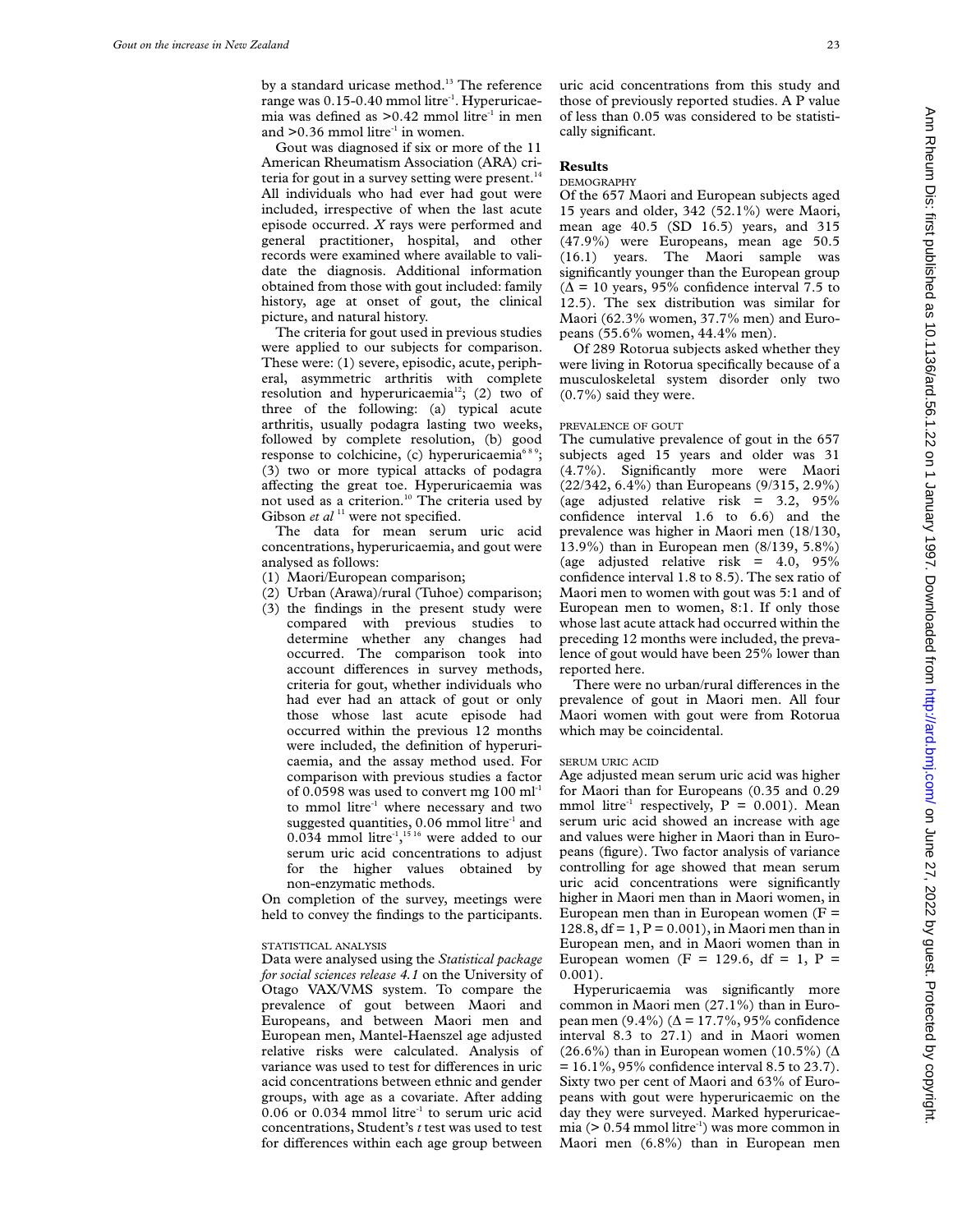by a standard uricase method.[13] The reference range was 0.15-0.40 mmol litre$^{-1}$. Hyperuricaemia was defined as >0.42 mmol litre$^{-1}$ in men and >0.36 mmol litre$^{-1}$ in women.

Gout was diagnosed if six or more of the 11 American Rheumatism Association (ARA) criteria for gout in a survey setting were present.[14] All individuals who had ever had gout were included, irrespective of when the last acute episode occurred. *X* rays were performed and general practitioner, hospital, and other records were examined where available to validate the diagnosis. Additional information obtained from those with gout included: family history, age at onset of gout, the clinical picture, and natural history.

The criteria for gout used in previous studies were applied to our subjects for comparison. These were: (1) severe, episodic, acute, peripheral, asymmetric arthritis with complete resolution and hyperuricaemia[12]; (2) two of three of the following: (a) typical acute arthritis, usually podagra lasting two weeks, followed by complete resolution, (b) good response to colchicine, (c) hyperuricaemia[6 8 9]; (3) two or more typical attacks of podagra affecting the great toe. Hyperuricaemia was not used as a criterion.[10] The criteria used by Gibson *et al*[11] were not specified.

The data for mean serum uric acid concentrations, hyperuricaemia, and gout were analysed as follows:

(1) Maori/European comparison;
(2) Urban (Arawa)/rural (Tuhoe) comparison;
(3) the findings in the present study were compared with previous studies to determine whether any changes had occurred. The comparison took into account differences in survey methods, criteria for gout, whether individuals who had ever had an attack of gout or only those whose last acute episode had occurred within the previous 12 months were included, the definition of hyperuricaemia, and the assay method used. For comparison with previous studies a factor of 0.0598 was used to convert mg 100 ml$^{-1}$ to mmol litre$^{-1}$ where necessary and two suggested quantities, 0.06 mmol litre$^{-1}$ and 0.034 mmol litre$^{-1}$,[15 16] were added to our serum uric acid concentrations to adjust for the higher values obtained by non-enzymatic methods.

On completion of the survey, meetings were held to convey the findings to the participants.

### STATISTICAL ANALYSIS

Data were analysed using the *Statistical package for social sciences release 4.1* on the University of Otago VAX/VMS system. To compare the prevalence of gout between Maori and Europeans, and between Maori men and European men, Mantel-Haenszel age adjusted relative risks were calculated. Analysis of variance was used to test for differences in uric acid concentrations between ethnic and gender groups, with age as a covariate. After adding 0.06 or 0.034 mmol litre$^{-1}$ to serum uric acid concentrations, Student's *t* test was used to test for differences within each age group between uric acid concentrations from this study and those of previously reported studies. A P value of less than 0.05 was considered to be statistically significant.

## Results

### DEMOGRAPHY

Of the 657 Maori and European subjects aged 15 years and older, 342 (52.1%) were Maori, mean age 40.5 (SD 16.5) years, and 315 (47.9%) were Europeans, mean age 50.5 (16.1) years. The Maori sample was significantly younger than the European group ($\Delta$ = 10 years, 95% confidence interval 7.5 to 12.5). The sex distribution was similar for Maori (62.3% women, 37.7% men) and Europeans (55.6% women, 44.4% men).

Of 289 Rotorua subjects asked whether they were living in Rotorua specifically because of a musculoskeletal system disorder only two (0.7%) said they were.

### PREVALENCE OF GOUT

The cumulative prevalence of gout in the 657 subjects aged 15 years and older was 31 (4.7%). Significantly more were Maori (22/342, 6.4%) than Europeans (9/315, 2.9%) (age adjusted relative risk = 3.2, 95% confidence interval 1.6 to 6.6) and the prevalence was higher in Maori men (18/130, 13.9%) than in European men (8/139, 5.8%) (age adjusted relative risk = 4.0, 95% confidence interval 1.8 to 8.5). The sex ratio of Maori men to women with gout was 5:1 and of European men to women, 8:1. If only those whose last acute attack had occurred within the preceding 12 months were included, the prevalence of gout would have been 25% lower than reported here.

There were no urban/rural differences in the prevalence of gout in Maori men. All four Maori women with gout were from Rotorua which may be coincidental.

### SERUM URIC ACID

Age adjusted mean serum uric acid was higher for Maori than for Europeans (0.35 and 0.29 mmol litre$^{-1}$ respectively, P = 0.001). Mean serum uric acid showed an increase with age and values were higher in Maori than in Europeans (figure). Two factor analysis of variance controlling for age showed that mean serum uric acid concentrations were significantly higher in Maori men than in Maori women, in European men than in European women (F = 128.8, df = 1, P = 0.001), in Maori men than in European men, and in Maori women than in European women (F = 129.6, df = 1, P = 0.001).

Hyperuricaemia was significantly more common in Maori men (27.1%) than in European men (9.4%) ($\Delta$ = 17.7%, 95% confidence interval 8.3 to 27.1) and in Maori women (26.6%) than in European women (10.5%) ($\Delta$ = 16.1%, 95% confidence interval 8.5 to 23.7). Sixty two per cent of Maori and 63% of Europeans with gout were hyperuricaemic on the day they were surveyed. Marked hyperuricaemia (> 0.54 mmol litre$^{-1}$) was more common in Maori men (6.8%) than in European men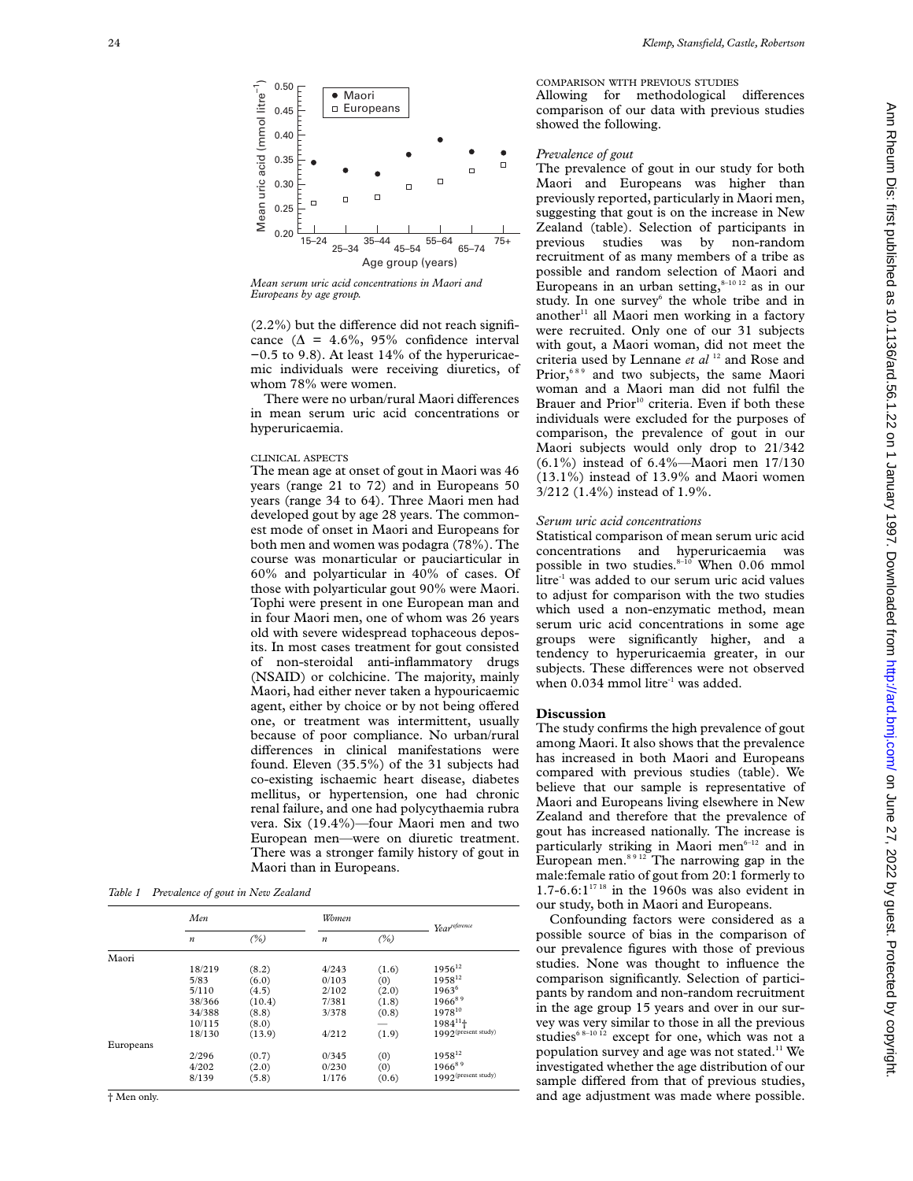Mean serum uric acid concentrations in Maori and Europeans by age group.

(2.2%) but the difference did not reach significance ($\Delta = 4.6\%$, 95% confidence interval −0.5 to 9.8). At least 14% of the hyperuricaemic individuals were receiving diuretics, of whom 78% were women.

There were no urban/rural Maori differences in mean serum uric acid concentrations or hyperuricaemia.

CLINICAL ASPECTS

The mean age at onset of gout in Maori was 46 years (range 21 to 72) and in Europeans 50 years (range 34 to 64). Three Maori men had developed gout by age 28 years. The commonest mode of onset in Maori and Europeans for both men and women was podagra (78%). The course was monarticular or pauciarticular in 60% and polyarticular in 40% of cases. Of those with polyarticular gout 90% were Maori. Tophi were present in one European man and in four Maori men, one of whom was 26 years old with severe widespread tophaceous deposits. In most cases treatment for gout consisted of non-steroidal anti-inflammatory drugs (NSAID) or colchicine. The majority, mainly Maori, had either never taken a hypouricaemic agent, either by choice or by not being offered one, or treatment was intermittent, usually because of poor compliance. No urban/rural differences in clinical manifestations were found. Eleven (35.5%) of the 31 subjects had co-existing ischaemic heart disease, diabetes mellitus, or hypertension, one had chronic renal failure, and one had polycythaemia rubra vera. Six (19.4%)—four Maori men and two European men—were on diuretic treatment. There was a stronger family history of gout in Maori than in Europeans.

*Table 1 Prevalence of gout in New Zealand*

| | *Men* | | *Women* | | *Year*[reference] |
|---|---|---|---|---|---|
| | *n* | *(%)* | *n* | *(%)* | |
| Maori | | | | | |
| | 18/219 | (8.2) | 4/243 | (1.6) | 1956[12] |
| | 5/83 | (6.0) | 0/103 | (0) | 1958[12] |
| | 5/110 | (4.5) | 2/102 | (2.0) | 1963[6] |
| | 38/366 | (10.4) | 7/381 | (1.8) | 1966[8 9] |
| | 34/388 | (8.8) | 3/378 | (0.8) | 1978[10] |
| | 10/115 | (8.0) | | — | 1984[11]† |
| | 18/130 | (13.9) | 4/212 | (1.9) | 1992(present study) |
| Europeans | | | | | |
| | 2/296 | (0.7) | 0/345 | (0) | 1958[12] |
| | 4/202 | (2.0) | 0/230 | (0) | 1966[8 9] |
| | 8/139 | (5.8) | 1/176 | (0.6) | 1992(present study) |

† Men only.

COMPARISON WITH PREVIOUS STUDIES

Allowing for methodological differences comparison of our data with previous studies showed the following.

*Prevalence of gout*

The prevalence of gout in our study for both Maori and Europeans was higher than previously reported, particularly in Maori men, suggesting that gout is on the increase in New Zealand (table). Selection of participants in previous studies was by non-random recruitment of as many members of a tribe as possible and random selection of Maori and Europeans in an urban setting,[8–10 12] as in our study. In one survey[6] the whole tribe and in another[11] all Maori men working in a factory were recruited. Only one of our 31 subjects with gout, a Maori woman, did not meet the criteria used by Lennane *et al*[12] and Rose and Prior,[6 8 9] and two subjects, the same Maori woman and a Maori man did not fulfil the Brauer and Prior[10] criteria. Even if both these individuals were excluded for the purposes of comparison, the prevalence of gout in our Maori subjects would only drop to 21/342 (6.1%) instead of 6.4%—Maori men 17/130 (13.1%) instead of 13.9% and Maori women 3/212 (1.4%) instead of 1.9%.

*Serum uric acid concentrations*

Statistical comparison of mean serum uric acid concentrations and hyperuricaemia was possible in two studies.[8–10] When 0.06 mmol litre$^{-1}$ was added to our serum uric acid values to adjust for comparison with the two studies which used a non-enzymatic method, mean serum uric acid concentrations in some age groups were significantly higher, and a tendency to hyperuricaemia greater, in our subjects. These differences were not observed when 0.034 mmol litre$^{-1}$ was added.

## Discussion

The study confirms the high prevalence of gout among Maori. It also shows that the prevalence has increased in both Maori and Europeans compared with previous studies (table). We believe that our sample is representative of Maori and Europeans living elsewhere in New Zealand and therefore that the prevalence of gout has increased nationally. The increase is particularly striking in Maori men[6–12] and in European men.[8 9 12] The narrowing gap in the male:female ratio of gout from 20:1 formerly to 1.7-6.6:1[17 18] in the 1960s was also evident in our study, both in Maori and Europeans.

Confounding factors were considered as a possible source of bias in the comparison of our prevalence figures with those of previous studies. None was thought to influence the comparison significantly. Selection of participants by random and non-random recruitment in the age group 15 years and over in our survey was very similar to those in all the previous studies[6 8–10 12] except for one, which was not a population survey and age was not stated.[11] We investigated whether the age distribution of our sample differed from that of previous studies, and age adjustment was made where possible.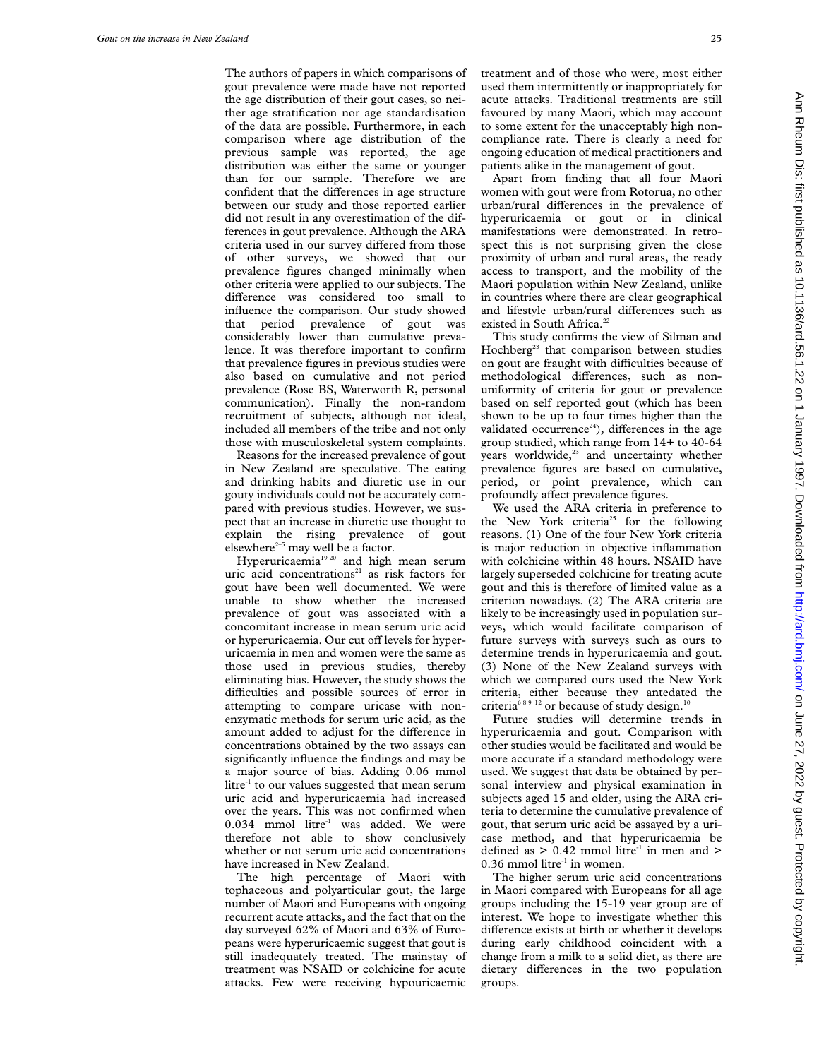The authors of papers in which comparisons of gout prevalence were made have not reported the age distribution of their gout cases, so neither age stratification nor age standardisation of the data are possible. Furthermore, in each comparison where age distribution of the previous sample was reported, the age distribution was either the same or younger than for our sample. Therefore we are confident that the differences in age structure between our study and those reported earlier did not result in any overestimation of the differences in gout prevalence. Although the ARA criteria used in our survey differed from those of other surveys, we showed that our prevalence figures changed minimally when other criteria were applied to our subjects. The difference was considered too small to influence the comparison. Our study showed that period prevalence of gout was considerably lower than cumulative prevalence. It was therefore important to confirm that prevalence figures in previous studies were also based on cumulative and not period prevalence (Rose BS, Waterworth R, personal communication). Finally the non-random recruitment of subjects, although not ideal, included all members of the tribe and not only those with musculoskeletal system complaints.

Reasons for the increased prevalence of gout in New Zealand are speculative. The eating and drinking habits and diuretic use in our gouty individuals could not be accurately compared with previous studies. However, we suspect that an increase in diuretic use thought to explain the rising prevalence of gout elsewhere[2–5] may well be a factor.

Hyperuricaemia[19 20] and high mean serum uric acid concentrations[21] as risk factors for gout have been well documented. We were unable to show whether the increased prevalence of gout was associated with a concomitant increase in mean serum uric acid or hyperuricaemia. Our cut off levels for hyperuricaemia in men and women were the same as those used in previous studies, thereby eliminating bias. However, the study shows the difficulties and possible sources of error in attempting to compare uricase with non-enzymatic methods for serum uric acid, as the amount added to adjust for the difference in concentrations obtained by the two assays can significantly influence the findings and may be a major source of bias. Adding 0.06 mmol litre$^{-1}$ to our values suggested that mean serum uric acid and hyperuricaemia had increased over the years. This was not confirmed when 0.034 mmol litre$^{-1}$ was added. We were therefore not able to show conclusively whether or not serum uric acid concentrations have increased in New Zealand.

The high percentage of Maori with tophaceous and polyarticular gout, the large number of Maori and Europeans with ongoing recurrent acute attacks, and the fact that on the day surveyed 62% of Maori and 63% of Europeans were hyperuricaemic suggest that gout is still inadequately treated. The mainstay of treatment was NSAID or colchicine for acute attacks. Few were receiving hypouricaemic treatment and of those who were, most either used them intermittently or inappropriately for acute attacks. Traditional treatments are still favoured by many Maori, which may account to some extent for the unacceptably high noncompliance rate. There is clearly a need for ongoing education of medical practitioners and patients alike in the management of gout.

Apart from finding that all four Maori women with gout were from Rotorua, no other urban/rural differences in the prevalence of hyperuricaemia or gout or in clinical manifestations were demonstrated. In retrospect this is not surprising given the close proximity of urban and rural areas, the ready access to transport, and the mobility of the Maori population within New Zealand, unlike in countries where there are clear geographical and lifestyle urban/rural differences such as existed in South Africa.[22]

This study confirms the view of Silman and Hochberg[23] that comparison between studies on gout are fraught with difficulties because of methodological differences, such as nonuniformity of criteria for gout or prevalence based on self reported gout (which has been shown to be up to four times higher than the validated occurrence[24]), differences in the age group studied, which range from 14+ to 40-64 years worldwide,[23] and uncertainty whether prevalence figures are based on cumulative, period, or point prevalence, which can profoundly affect prevalence figures.

We used the ARA criteria in preference to the New York criteria[25] for the following reasons. (1) One of the four New York criteria is major reduction in objective inflammation with colchicine within 48 hours. NSAID have largely superseded colchicine for treating acute gout and this is therefore of limited value as a criterion nowadays. (2) The ARA criteria are likely to be increasingly used in population surveys, which would facilitate comparison of future surveys with surveys such as ours to determine trends in hyperuricaemia and gout. (3) None of the New Zealand surveys with which we compared ours used the New York criteria, either because they antedated the criteria[6 8 9 12] or because of study design.[10]

Future studies will determine trends in hyperuricaemia and gout. Comparison with other studies would be facilitated and would be more accurate if a standard methodology were used. We suggest that data be obtained by personal interview and physical examination in subjects aged 15 and older, using the ARA criteria to determine the cumulative prevalence of gout, that serum uric acid be assayed by a uricase method, and that hyperuricaemia be defined as > 0.42 mmol litre$^{-1}$ in men and > 0.36 mmol litre$^{-1}$ in women.

The higher serum uric acid concentrations in Maori compared with Europeans for all age groups including the 15-19 year group are of interest. We hope to investigate whether this difference exists at birth or whether it develops during early childhood coincident with a change from a milk to a solid diet, as there are dietary differences in the two population groups.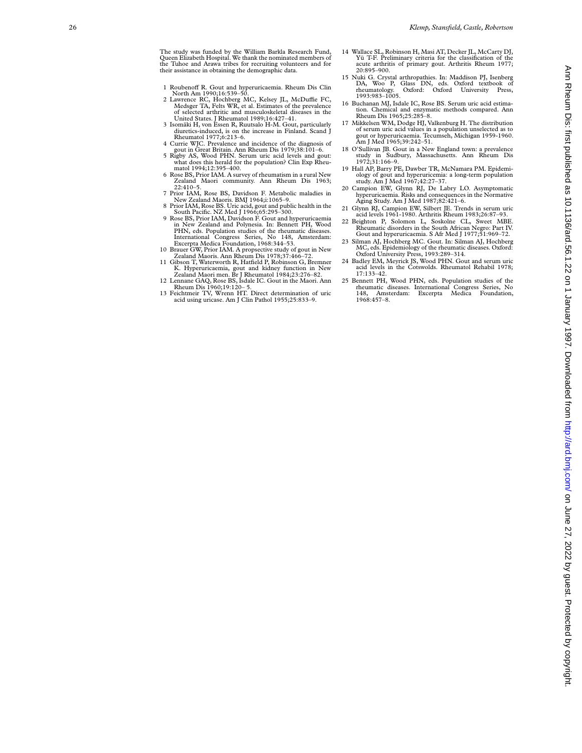The study was funded by the William Barkla Research Fund, Queen Elizabeth Hospital. We thank the nominated members of the Tuhoe and Arawa tribes for recruiting volunteers and for their assistance in obtaining the demographic data.

1 Roubenoff R. Gout and hyperuricaemia. Rheum Dis Clin North Am 1990;16:539–50.
2 Lawrence RC, Hochberg MC, Kelsey JL, McDuffie FC, Medsger TA, Felts WR, et al. Estimates of the prevalence of selected arthritic and musculoskeletal diseases in the United States. J Rheumatol 1989;16:427–41.
3 Isomäki H, von Essen R, Ruutsalo H-M. Gout, particularly diuretics-induced, is on the increase in Finland. Scand J Rheumatol 1977;6:213–6.
4 Currie WJC. Prevalence and incidence of the diagnosis of gout in Great Britain. Ann Rheum Dis 1979;38:101–6.
5 Rigby AS, Wood PHN. Serum uric acid levels and gout: what does this herald for the population? Clin Exp Rheumatol 1994;12:395–400.
6 Rose BS, Prior IAM. A survey of rheumatism in a rural New Zealand Maori community. Ann Rheum Dis 1963; 22:410–5.
7 Prior IAM, Rose BS, Davidson F. Metabolic maladies in New Zealand Maoris. BMJ 1964;i:1065–9.
8 Prior IAM, Rose BS. Uric acid, gout and public health in the South Pacific. NZ Med J 1966;65:295–300.
9 Rose BS, Prior IAM, Davidson F. Gout and hyperuricaemia in New Zealand and Polynesia. In: Bennett PH, Wood PHN, eds. Population studies of the rheumatic diseases. International Congress Series, No 148, Amsterdam: Excerpta Medica Foundation, 1968:344–53.
10 Brauer GW, Prior IAM. A propsective study of gout in New Zealand Maoris. Ann Rheum Dis 1978;37:466–72.
11 Gibson T, Waterworth R, Hatfield P, Robinson G, Bremner K. Hyperuricaemia, gout and kidney function in New Zealand Maori men. Br J Rheumatol 1984;23:276–82.
12 Lennane GAQ, Rose BS, Isdale IC. Gout in the Maori. Ann Rheum Dis 1960;19:120– 5.
13 Feichtmeir TV, Wrenn HT. Direct determination of uric acid using uricase. Am J Clin Pathol 1955;25:833–9.
14 Wallace SL, Robinson H, Masi AT, Decker JL, McCarty DJ, Yü T-F. Preliminary criteria for the classification of the acute arthritis of primary gout. Arthritis Rheum 1977; 20:895–900.
15 Nuki G. Crystal arthropathies. In: Maddison PJ, Isenberg DA, Woo P, Glass DN, eds. Oxford textbook of rheumatology. Oxford: Oxford University Press, 1993:983–1005.
16 Buchanan MJ, Isdale IC, Rose BS. Serum uric acid estimation. Chemical and enzymatic methods compared. Ann Rheum Dis 1965;25:285–8.
17 Mikkelsen WM, Dodge HJ, Valkenburg H. The distribution of serum uric acid values in a population unselected as to gout or hyperuricaemia. Tecumseh, Michigan 1959-1960. Am J Med 1965;39:242–51.
18 O'Sullivan JB. Gout in a New England town: a prevalence study in Sudbury, Massachusetts. Ann Rheum Dis 1972;31:166–9.
19 Hall AP, Barry PE, Dawber TR, McNamara PM. Epidemiology of gout and hyperuricemia: a long-term population study. Am J Med 1967;42:27–37.
20 Campion EW, Glynn RJ, De Labry LO. Asymptomatic hyperuricaemia. Risks and consequences in the Normative Aging Study. Am J Med 1987;82:421–6.
21 Glynn RJ, Campion EW, Silbert JE. Trends in serum uric acid levels 1961-1980. Arthritis Rheum 1983;26:87–93.
22 Beighton P, Solomon L, Soskolne CL, Sweet MBE. Rheumatic disorders in the South African Negro: Part IV. Gout and hyperuricaemia. S Afr Med J 1977;51:969–72.
23 Silman AJ, Hochberg MC. Gout. In: Silman AJ, Hochberg MC, eds. Epidemiology of the rheumatic diseases. Oxford: Oxford University Press, 1993:289–314.
24 Badley EM, Meyrick JS, Wood PHN. Gout and serum uric acid levels in the Cotswolds. Rheumatol Rehabil 1978; 17:133–42.
25 Bennett PH, Wood PHN, eds. Population studies of the rheumatic diseases. International Congress Series, No 148, Amsterdam: Excerpta Medica Foundation, 1968:457–8.